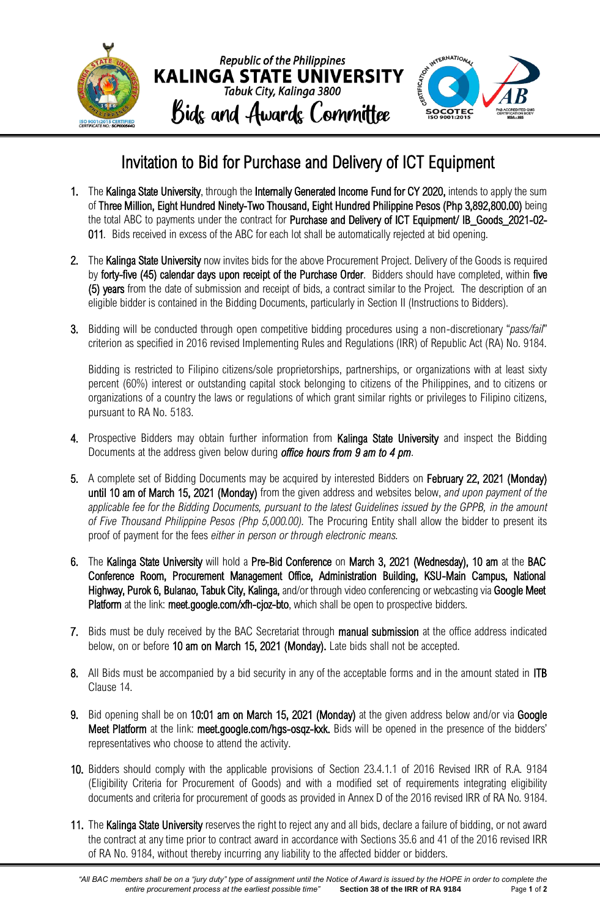Republic of the Philippines
**KALINGA STATE UNIVERSITY**
Tabuk City, Kalinga 3800
Bids and Awards Committee

# Invitation to Bid for Purchase and Delivery of ICT Equipment

1. The **Kalinga State University**, through the **Internally Generated Income Fund for CY 2020,** intends to apply the sum of **Three Million, Eight Hundred Ninety-Two Thousand, Eight Hundred Philippine Pesos (Php 3,892,800.00)** being the total ABC to payments under the contract for **Purchase and Delivery of ICT Equipment/ IB_Goods_2021-02-011**. Bids received in excess of the ABC for each lot shall be automatically rejected at bid opening.

2. The **Kalinga State University** now invites bids for the above Procurement Project. Delivery of the Goods is required by **forty-five (45) calendar days upon receipt of the Purchase Order**. Bidders should have completed, within **five (5) years** from the date of submission and receipt of bids, a contract similar to the Project. The description of an eligible bidder is contained in the Bidding Documents, particularly in Section II (Instructions to Bidders).

3. Bidding will be conducted through open competitive bidding procedures using a non-discretionary "*pass/fail*" criterion as specified in 2016 revised Implementing Rules and Regulations (IRR) of Republic Act (RA) No. 9184.

   Bidding is restricted to Filipino citizens/sole proprietorships, partnerships, or organizations with at least sixty percent (60%) interest or outstanding capital stock belonging to citizens of the Philippines, and to citizens or organizations of a country the laws or regulations of which grant similar rights or privileges to Filipino citizens, pursuant to RA No. 5183.

4. Prospective Bidders may obtain further information from **Kalinga State University** and inspect the Bidding Documents at the address given below during ***office hours from 9 am to 4 pm***.

5. A complete set of Bidding Documents may be acquired by interested Bidders on **February 22, 2021 (Monday) until 10 am of March 15, 2021 (Monday)** from the given address and websites below, *and upon payment of the applicable fee for the Bidding Documents, pursuant to the latest Guidelines issued by the GPPB, in the amount of Five Thousand Philippine Pesos (Php 5,000.00).* The Procuring Entity shall allow the bidder to present its proof of payment for the fees *either in person or through electronic means.*

6. The **Kalinga State University** will hold a **Pre-Bid Conference** on **March 3, 2021 (Wednesday), 10 am** at the **BAC Conference Room, Procurement Management Office, Administration Building, KSU-Main Campus, National Highway, Purok 6, Bulanao, Tabuk City, Kalinga,** and/or through video conferencing or webcasting via **Google Meet Platform** at the link: **meet.google.com/xfh-cjoz-bto**, which shall be open to prospective bidders.

7. Bids must be duly received by the BAC Secretariat through **manual submission** at the office address indicated below, on or before **10 am on March 15, 2021 (Monday).** Late bids shall not be accepted.

8. All Bids must be accompanied by a bid security in any of the acceptable forms and in the amount stated in **ITB** Clause 14.

9. Bid opening shall be on **10:01 am on March 15, 2021 (Monday)** at the given address below and/or via **Google Meet Platform** at the link: **meet.google.com/hgs-osqz-kxk.** Bids will be opened in the presence of the bidders' representatives who choose to attend the activity.

10. Bidders should comply with the applicable provisions of Section 23.4.1.1 of 2016 Revised IRR of R.A. 9184 (Eligibility Criteria for Procurement of Goods) and with a modified set of requirements integrating eligibility documents and criteria for procurement of goods as provided in Annex D of the 2016 revised IRR of RA No. 9184.

11. The **Kalinga State University** reserves the right to reject any and all bids, declare a failure of bidding, or not award the contract at any time prior to contract award in accordance with Sections 35.6 and 41 of the 2016 revised IRR of RA No. 9184, without thereby incurring any liability to the affected bidder or bidders.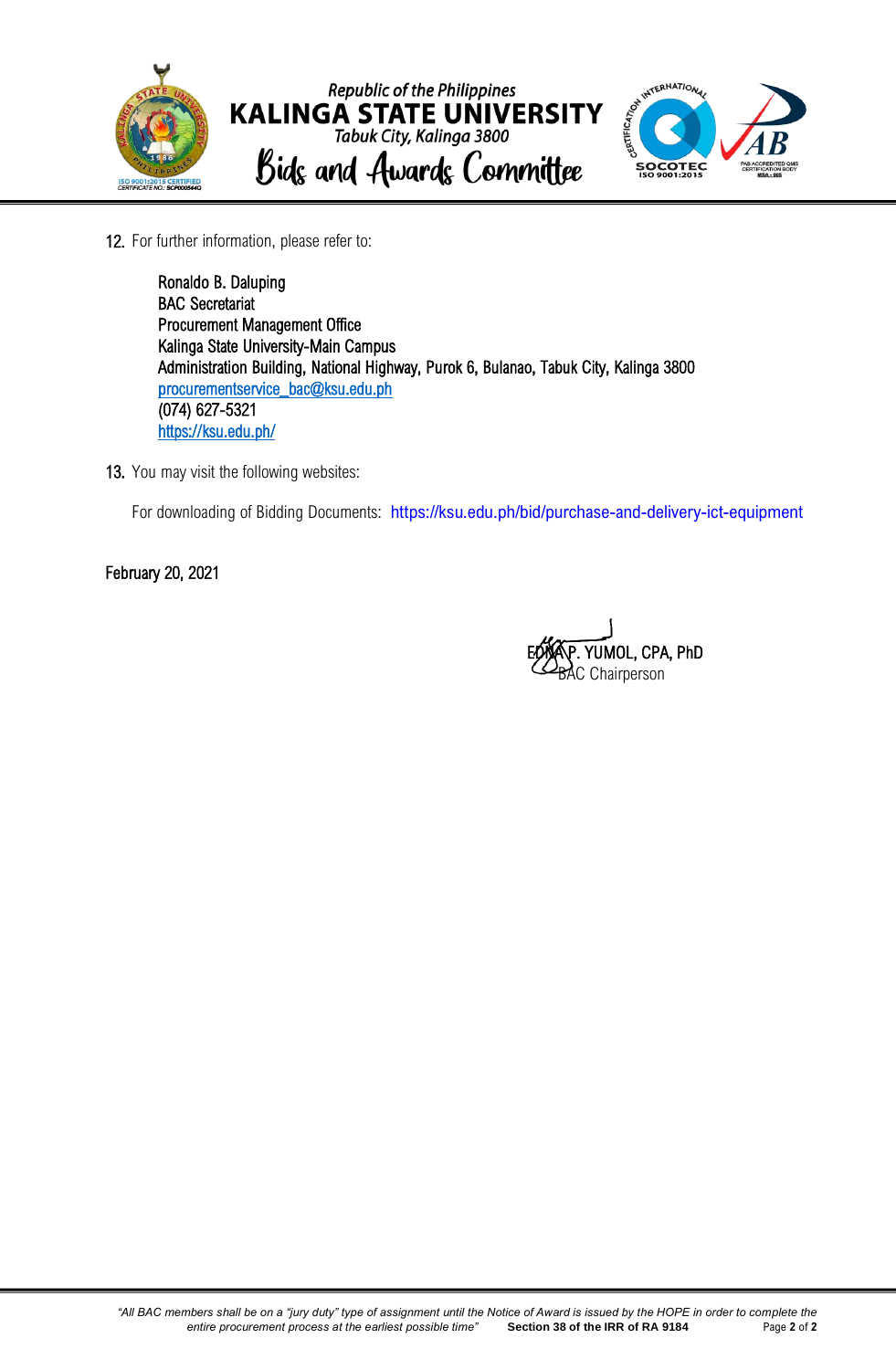12. For further information, please refer to:

    Ronaldo B. Daluping
    BAC Secretariat
    Procurement Management Office
    Kalinga State University-Main Campus
    Administration Building, National Highway, Purok 6, Bulanao, Tabuk City, Kalinga 3800
    procurementservice_bac@ksu.edu.ph
    (074) 627-5321
    https://ksu.edu.ph/

13. You may visit the following websites:

    For downloading of Bidding Documents: https://ksu.edu.ph/bid/purchase-and-delivery-ict-equipment

February 20, 2021

EDNA P. YUMOL, CPA, PhD
BAC Chairperson